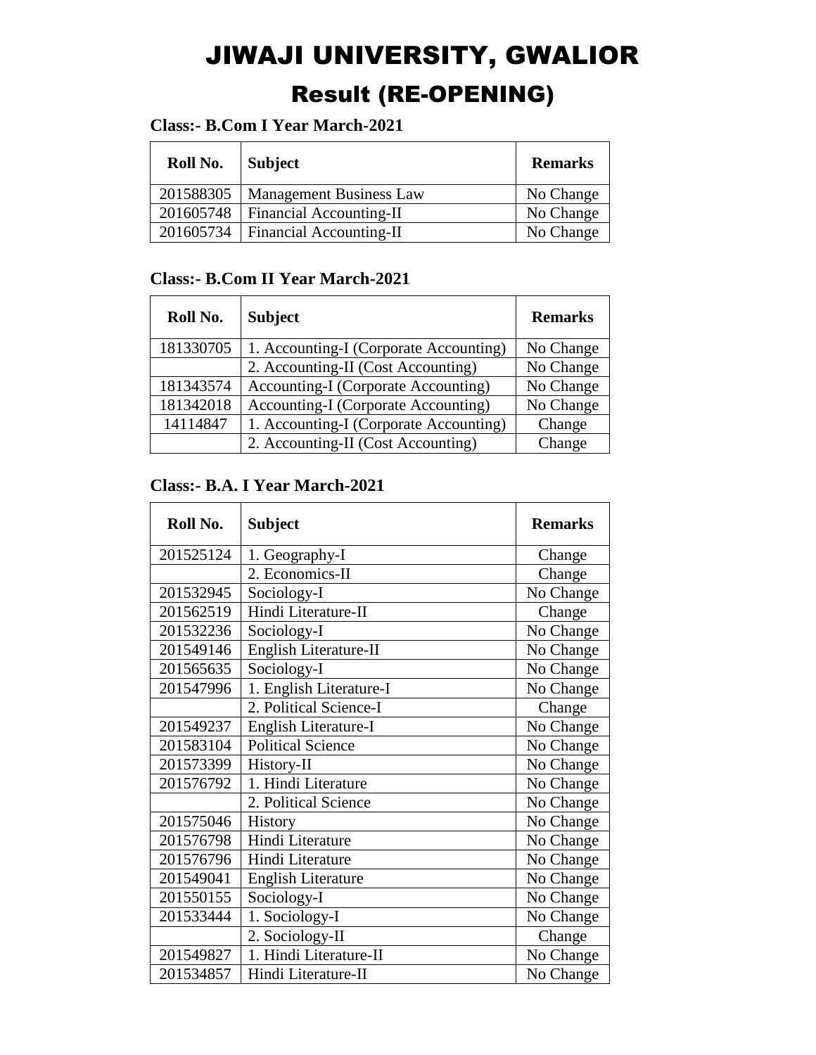# JIWAJI UNIVERSITY, GWALIOR

## Result (RE-OPENING)

**Class:- B.Com I Year March-2021**

| Roll No. | Subject | Remarks |
|---|---|---|
| 201588305 | Management Business Law | No Change |
| 201605748 | Financial Accounting-II | No Change |
| 201605734 | Financial Accounting-II | No Change |

**Class:- B.Com II Year March-2021**

| Roll No. | Subject | Remarks |
|---|---|---|
| 181330705 | 1. Accounting-I (Corporate Accounting) | No Change |
| | 2. Accounting-II (Cost Accounting) | No Change |
| 181343574 | Accounting-I (Corporate Accounting) | No Change |
| 181342018 | Accounting-I (Corporate Accounting) | No Change |
| 14114847 | 1. Accounting-I (Corporate Accounting) | Change |
| | 2. Accounting-II (Cost Accounting) | Change |

**Class:- B.A. I Year March-2021**

| Roll No. | Subject | Remarks |
|---|---|---|
| 201525124 | 1. Geography-I | Change |
| | 2. Economics-II | Change |
| 201532945 | Sociology-I | No Change |
| 201562519 | Hindi Literature-II | Change |
| 201532236 | Sociology-I | No Change |
| 201549146 | English Literature-II | No Change |
| 201565635 | Sociology-I | No Change |
| 201547996 | 1. English Literature-I | No Change |
| | 2. Political Science-I | Change |
| 201549237 | English Literature-I | No Change |
| 201583104 | Political Science | No Change |
| 201573399 | History-II | No Change |
| 201576792 | 1. Hindi Literature | No Change |
| | 2. Political Science | No Change |
| 201575046 | History | No Change |
| 201576798 | Hindi Literature | No Change |
| 201576796 | Hindi Literature | No Change |
| 201549041 | English Literature | No Change |
| 201550155 | Sociology-I | No Change |
| 201533444 | 1. Sociology-I | No Change |
| | 2. Sociology-II | Change |
| 201549827 | 1. Hindi Literature-II | No Change |
| 201534857 | Hindi Literature-II | No Change |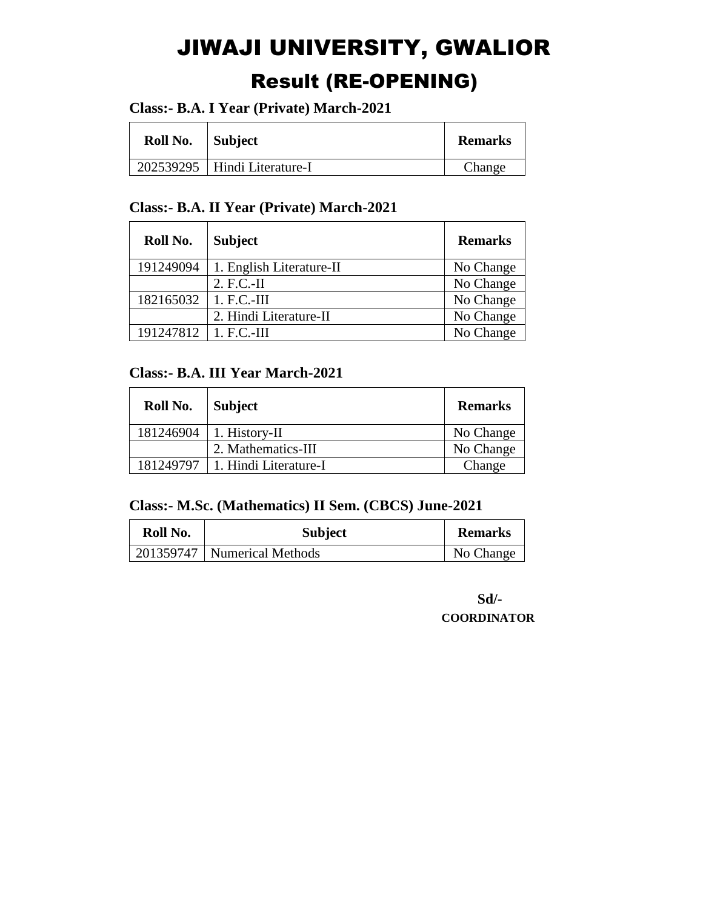# JIWAJI UNIVERSITY, GWALIOR

## Result (RE-OPENING)

**Class:- B.A. I Year (Private) March-2021**

| Roll No. | Subject | Remarks |
|---|---|---|
| 202539295 | Hindi Literature-I | Change |

**Class:- B.A. II Year (Private) March-2021**

| Roll No. | Subject | Remarks |
|---|---|---|
| 191249094 | 1. English Literature-II | No Change |
| | 2. F.C.-II | No Change |
| 182165032 | 1. F.C.-III | No Change |
| | 2. Hindi Literature-II | No Change |
| 191247812 | 1. F.C.-III | No Change |

**Class:- B.A. III Year March-2021**

| Roll No. | Subject | Remarks |
|---|---|---|
| 181246904 | 1. History-II | No Change |
| | 2. Mathematics-III | No Change |
| 181249797 | 1. Hindi Literature-I | Change |

**Class:- M.Sc. (Mathematics) II Sem. (CBCS) June-2021**

| Roll No. | Subject | Remarks |
|---|---|---|
| 201359747 | Numerical Methods | No Change |

**Sd/-**

**COORDINATOR**